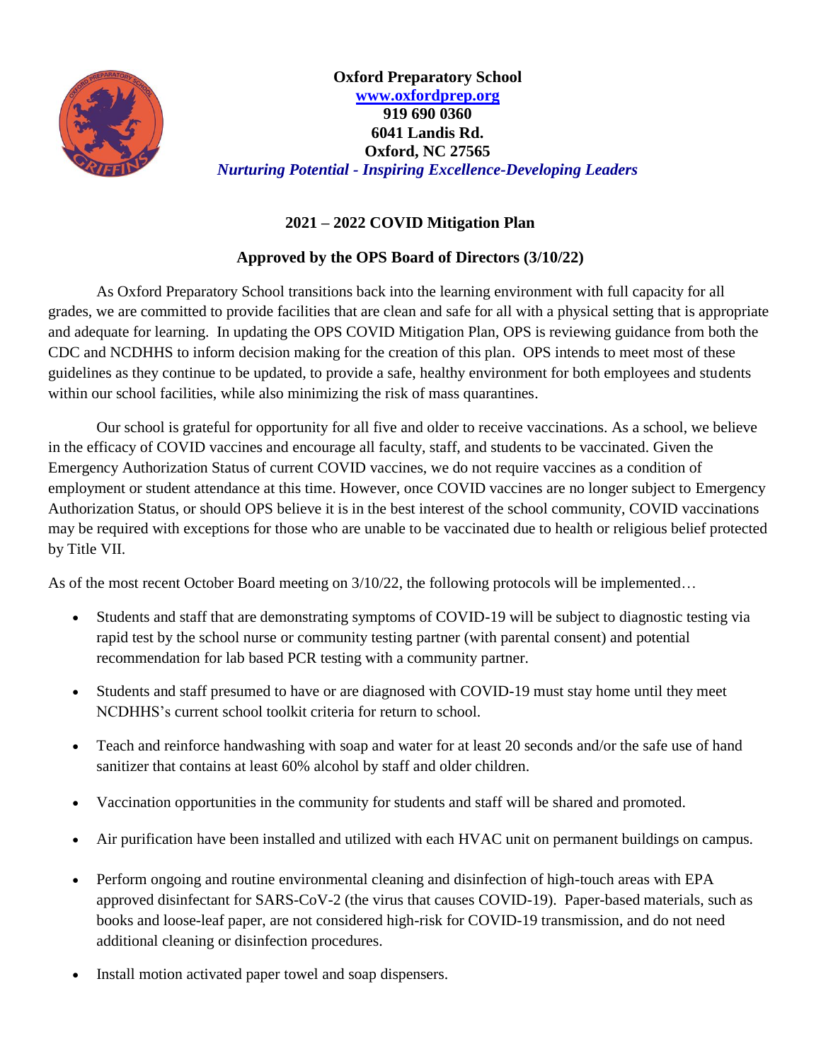**Oxford Preparatory School**
**www.oxfordprep.org**
**919 690 0360**
**6041 Landis Rd.**
**Oxford, NC 27565**
***Nurturing Potential - Inspiring Excellence-Developing Leaders***

## 2021 – 2022 COVID Mitigation Plan

### Approved by the OPS Board of Directors (3/10/22)

As Oxford Preparatory School transitions back into the learning environment with full capacity for all grades, we are committed to provide facilities that are clean and safe for all with a physical setting that is appropriate and adequate for learning. In updating the OPS COVID Mitigation Plan, OPS is reviewing guidance from both the CDC and NCDHHS to inform decision making for the creation of this plan. OPS intends to meet most of these guidelines as they continue to be updated, to provide a safe, healthy environment for both employees and students within our school facilities, while also minimizing the risk of mass quarantines.

Our school is grateful for opportunity for all five and older to receive vaccinations. As a school, we believe in the efficacy of COVID vaccines and encourage all faculty, staff, and students to be vaccinated. Given the Emergency Authorization Status of current COVID vaccines, we do not require vaccines as a condition of employment or student attendance at this time. However, once COVID vaccines are no longer subject to Emergency Authorization Status, or should OPS believe it is in the best interest of the school community, COVID vaccinations may be required with exceptions for those who are unable to be vaccinated due to health or religious belief protected by Title VII.

As of the most recent October Board meeting on 3/10/22, the following protocols will be implemented…

- Students and staff that are demonstrating symptoms of COVID-19 will be subject to diagnostic testing via rapid test by the school nurse or community testing partner (with parental consent) and potential recommendation for lab based PCR testing with a community partner.
- Students and staff presumed to have or are diagnosed with COVID-19 must stay home until they meet NCDHHS's current school toolkit criteria for return to school.
- Teach and reinforce handwashing with soap and water for at least 20 seconds and/or the safe use of hand sanitizer that contains at least 60% alcohol by staff and older children.
- Vaccination opportunities in the community for students and staff will be shared and promoted.
- Air purification have been installed and utilized with each HVAC unit on permanent buildings on campus.
- Perform ongoing and routine environmental cleaning and disinfection of high-touch areas with EPA approved disinfectant for SARS-CoV-2 (the virus that causes COVID-19). Paper-based materials, such as books and loose-leaf paper, are not considered high-risk for COVID-19 transmission, and do not need additional cleaning or disinfection procedures.
- Install motion activated paper towel and soap dispensers.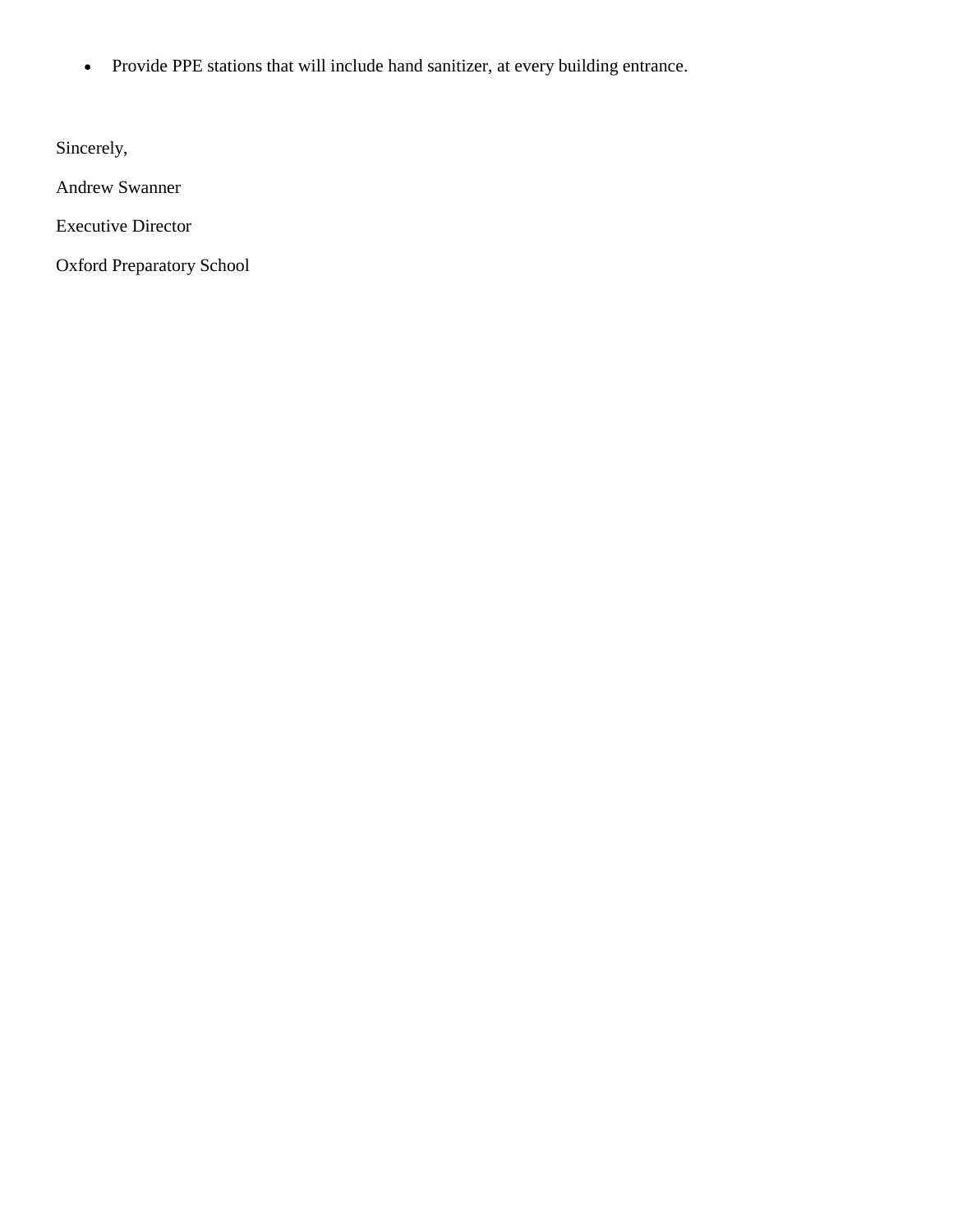- Provide PPE stations that will include hand sanitizer, at every building entrance.

Sincerely,

Andrew Swanner

Executive Director

Oxford Preparatory School